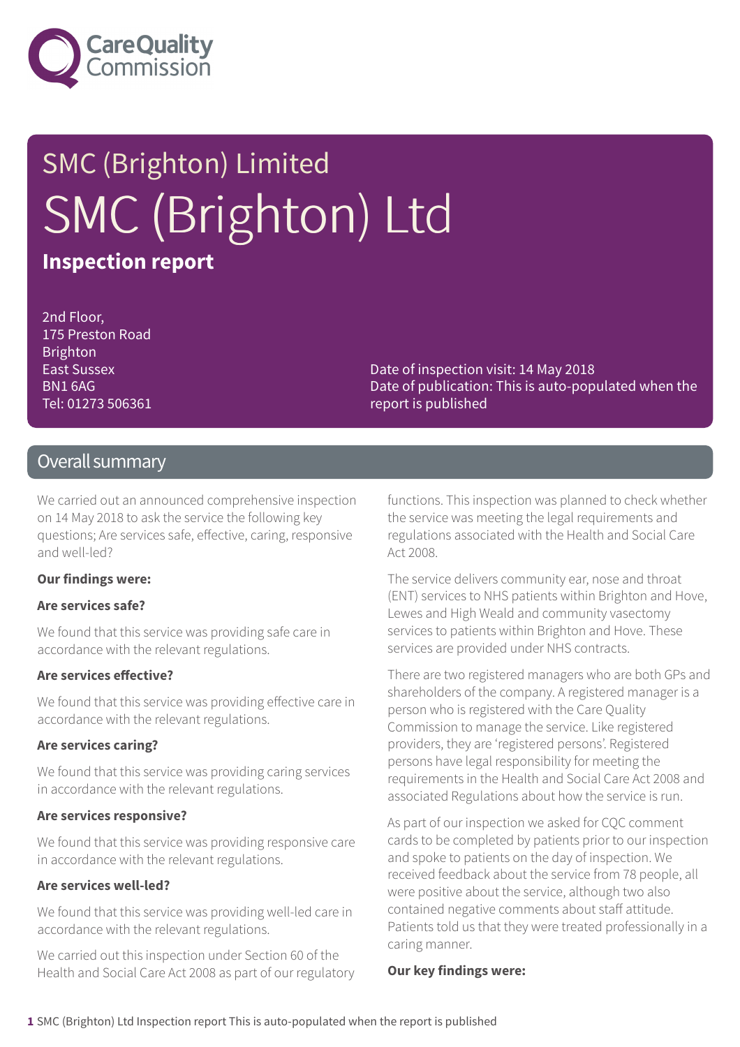Care Quality Commission

# SMC (Brighton) Limited

# SMC (Brighton) Ltd

## Inspection report

2nd Floor,
175 Preston Road
Brighton
East Sussex
BN1 6AG
Tel: 01273 506361

Date of inspection visit: 14 May 2018
Date of publication: This is auto-populated when the report is published

## Overall summary

We carried out an announced comprehensive inspection on 14 May 2018 to ask the service the following key questions; Are services safe, effective, caring, responsive and well-led?

**Our findings were:**

**Are services safe?**

We found that this service was providing safe care in accordance with the relevant regulations.

**Are services effective?**

We found that this service was providing effective care in accordance with the relevant regulations.

**Are services caring?**

We found that this service was providing caring services in accordance with the relevant regulations.

**Are services responsive?**

We found that this service was providing responsive care in accordance with the relevant regulations.

**Are services well-led?**

We found that this service was providing well-led care in accordance with the relevant regulations.

We carried out this inspection under Section 60 of the Health and Social Care Act 2008 as part of our regulatory functions. This inspection was planned to check whether the service was meeting the legal requirements and regulations associated with the Health and Social Care Act 2008.

The service delivers community ear, nose and throat (ENT) services to NHS patients within Brighton and Hove, Lewes and High Weald and community vasectomy services to patients within Brighton and Hove. These services are provided under NHS contracts.

There are two registered managers who are both GPs and shareholders of the company. A registered manager is a person who is registered with the Care Quality Commission to manage the service. Like registered providers, they are 'registered persons'. Registered persons have legal responsibility for meeting the requirements in the Health and Social Care Act 2008 and associated Regulations about how the service is run.

As part of our inspection we asked for CQC comment cards to be completed by patients prior to our inspection and spoke to patients on the day of inspection. We received feedback about the service from 78 people, all were positive about the service, although two also contained negative comments about staff attitude. Patients told us that they were treated professionally in a caring manner.

**Our key findings were:**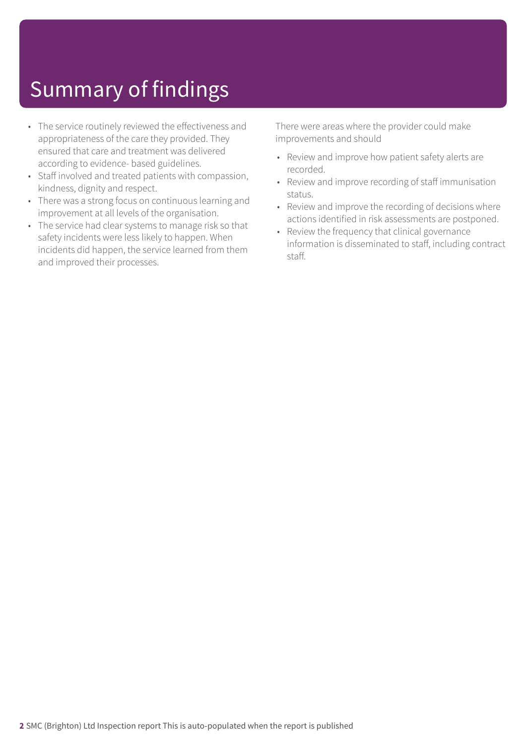# Summary of findings

- The service routinely reviewed the effectiveness and appropriateness of the care they provided. They ensured that care and treatment was delivered according to evidence- based guidelines.
- Staff involved and treated patients with compassion, kindness, dignity and respect.
- There was a strong focus on continuous learning and improvement at all levels of the organisation.
- The service had clear systems to manage risk so that safety incidents were less likely to happen. When incidents did happen, the service learned from them and improved their processes.

There were areas where the provider could make improvements and should

- Review and improve how patient safety alerts are recorded.
- Review and improve recording of staff immunisation status.
- Review and improve the recording of decisions where actions identified in risk assessments are postponed.
- Review the frequency that clinical governance information is disseminated to staff, including contract staff.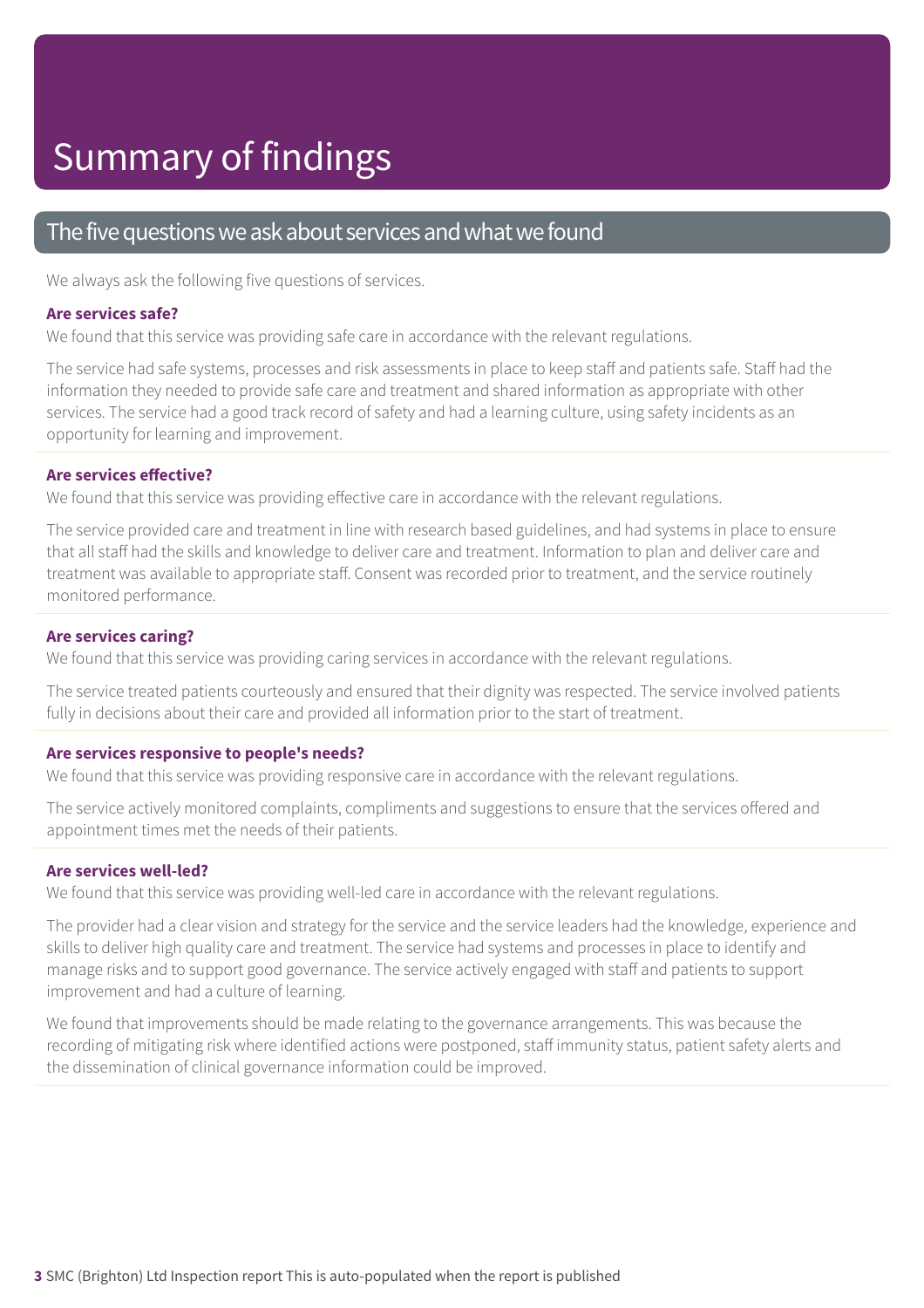# Summary of findings

## The five questions we ask about services and what we found

We always ask the following five questions of services.

### Are services safe?

We found that this service was providing safe care in accordance with the relevant regulations.

The service had safe systems, processes and risk assessments in place to keep staff and patients safe. Staff had the information they needed to provide safe care and treatment and shared information as appropriate with other services. The service had a good track record of safety and had a learning culture, using safety incidents as an opportunity for learning and improvement.

### Are services effective?

We found that this service was providing effective care in accordance with the relevant regulations.

The service provided care and treatment in line with research based guidelines, and had systems in place to ensure that all staff had the skills and knowledge to deliver care and treatment. Information to plan and deliver care and treatment was available to appropriate staff. Consent was recorded prior to treatment, and the service routinely monitored performance.

### Are services caring?

We found that this service was providing caring services in accordance with the relevant regulations.

The service treated patients courteously and ensured that their dignity was respected. The service involved patients fully in decisions about their care and provided all information prior to the start of treatment.

### Are services responsive to people's needs?

We found that this service was providing responsive care in accordance with the relevant regulations.

The service actively monitored complaints, compliments and suggestions to ensure that the services offered and appointment times met the needs of their patients.

### Are services well-led?

We found that this service was providing well-led care in accordance with the relevant regulations.

The provider had a clear vision and strategy for the service and the service leaders had the knowledge, experience and skills to deliver high quality care and treatment. The service had systems and processes in place to identify and manage risks and to support good governance. The service actively engaged with staff and patients to support improvement and had a culture of learning.

We found that improvements should be made relating to the governance arrangements. This was because the recording of mitigating risk where identified actions were postponed, staff immunity status, patient safety alerts and the dissemination of clinical governance information could be improved.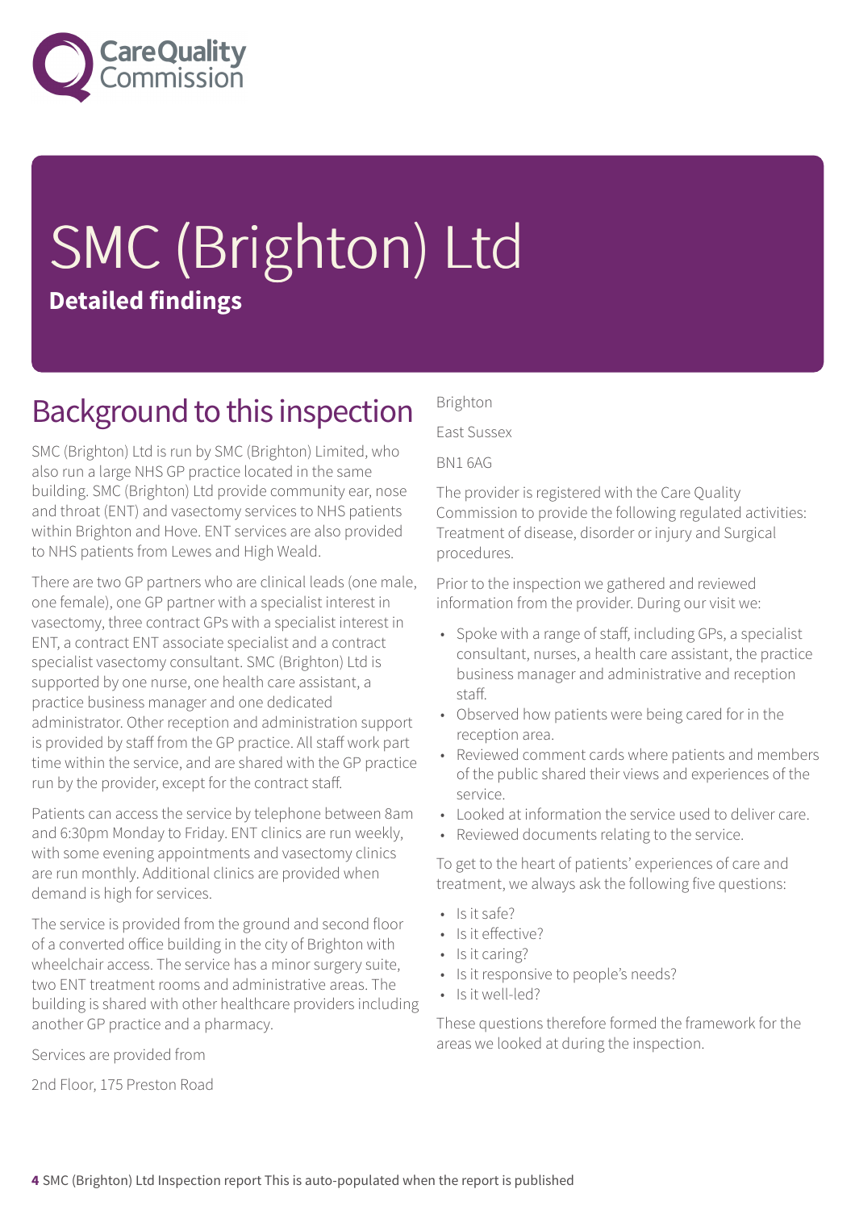# SMC (Brighton) Ltd

**Detailed findings**

## Background to this inspection

SMC (Brighton) Ltd is run by SMC (Brighton) Limited, who also run a large NHS GP practice located in the same building. SMC (Brighton) Ltd provide community ear, nose and throat (ENT) and vasectomy services to NHS patients within Brighton and Hove. ENT services are also provided to NHS patients from Lewes and High Weald.

There are two GP partners who are clinical leads (one male, one female), one GP partner with a specialist interest in vasectomy, three contract GPs with a specialist interest in ENT, a contract ENT associate specialist and a contract specialist vasectomy consultant. SMC (Brighton) Ltd is supported by one nurse, one health care assistant, a practice business manager and one dedicated administrator. Other reception and administration support is provided by staff from the GP practice. All staff work part time within the service, and are shared with the GP practice run by the provider, except for the contract staff.

Patients can access the service by telephone between 8am and 6:30pm Monday to Friday. ENT clinics are run weekly, with some evening appointments and vasectomy clinics are run monthly. Additional clinics are provided when demand is high for services.

The service is provided from the ground and second floor of a converted office building in the city of Brighton with wheelchair access. The service has a minor surgery suite, two ENT treatment rooms and administrative areas. The building is shared with other healthcare providers including another GP practice and a pharmacy.

Services are provided from

2nd Floor, 175 Preston Road

Brighton

East Sussex

BN1 6AG

The provider is registered with the Care Quality Commission to provide the following regulated activities: Treatment of disease, disorder or injury and Surgical procedures.

Prior to the inspection we gathered and reviewed information from the provider. During our visit we:

- Spoke with a range of staff, including GPs, a specialist consultant, nurses, a health care assistant, the practice business manager and administrative and reception staff.
- Observed how patients were being cared for in the reception area.
- Reviewed comment cards where patients and members of the public shared their views and experiences of the service.
- Looked at information the service used to deliver care.
- Reviewed documents relating to the service.

To get to the heart of patients' experiences of care and treatment, we always ask the following five questions:

- Is it safe?
- Is it effective?
- Is it caring?
- Is it responsive to people's needs?
- Is it well-led?

These questions therefore formed the framework for the areas we looked at during the inspection.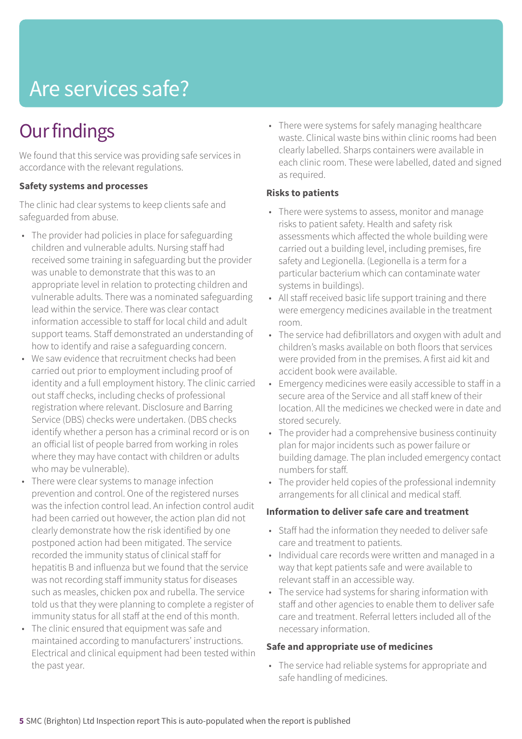# Are services safe?

## Our findings

We found that this service was providing safe services in accordance with the relevant regulations.

**Safety systems and processes**

The clinic had clear systems to keep clients safe and safeguarded from abuse.

- The provider had policies in place for safeguarding children and vulnerable adults. Nursing staff had received some training in safeguarding but the provider was unable to demonstrate that this was to an appropriate level in relation to protecting children and vulnerable adults. There was a nominated safeguarding lead within the service. There was clear contact information accessible to staff for local child and adult support teams. Staff demonstrated an understanding of how to identify and raise a safeguarding concern.
- We saw evidence that recruitment checks had been carried out prior to employment including proof of identity and a full employment history. The clinic carried out staff checks, including checks of professional registration where relevant. Disclosure and Barring Service (DBS) checks were undertaken. (DBS checks identify whether a person has a criminal record or is on an official list of people barred from working in roles where they may have contact with children or adults who may be vulnerable).
- There were clear systems to manage infection prevention and control. One of the registered nurses was the infection control lead. An infection control audit had been carried out however, the action plan did not clearly demonstrate how the risk identified by one postponed action had been mitigated. The service recorded the immunity status of clinical staff for hepatitis B and influenza but we found that the service was not recording staff immunity status for diseases such as measles, chicken pox and rubella. The service told us that they were planning to complete a register of immunity status for all staff at the end of this month.
- The clinic ensured that equipment was safe and maintained according to manufacturers' instructions. Electrical and clinical equipment had been tested within the past year.
- There were systems for safely managing healthcare waste. Clinical waste bins within clinic rooms had been clearly labelled. Sharps containers were available in each clinic room. These were labelled, dated and signed as required.

**Risks to patients**

- There were systems to assess, monitor and manage risks to patient safety. Health and safety risk assessments which affected the whole building were carried out a building level, including premises, fire safety and Legionella. (Legionella is a term for a particular bacterium which can contaminate water systems in buildings).
- All staff received basic life support training and there were emergency medicines available in the treatment room.
- The service had defibrillators and oxygen with adult and children's masks available on both floors that services were provided from in the premises. A first aid kit and accident book were available.
- Emergency medicines were easily accessible to staff in a secure area of the Service and all staff knew of their location. All the medicines we checked were in date and stored securely.
- The provider had a comprehensive business continuity plan for major incidents such as power failure or building damage. The plan included emergency contact numbers for staff.
- The provider held copies of the professional indemnity arrangements for all clinical and medical staff.

**Information to deliver safe care and treatment**

- Staff had the information they needed to deliver safe care and treatment to patients.
- Individual care records were written and managed in a way that kept patients safe and were available to relevant staff in an accessible way.
- The service had systems for sharing information with staff and other agencies to enable them to deliver safe care and treatment. Referral letters included all of the necessary information.

**Safe and appropriate use of medicines**

- The service had reliable systems for appropriate and safe handling of medicines.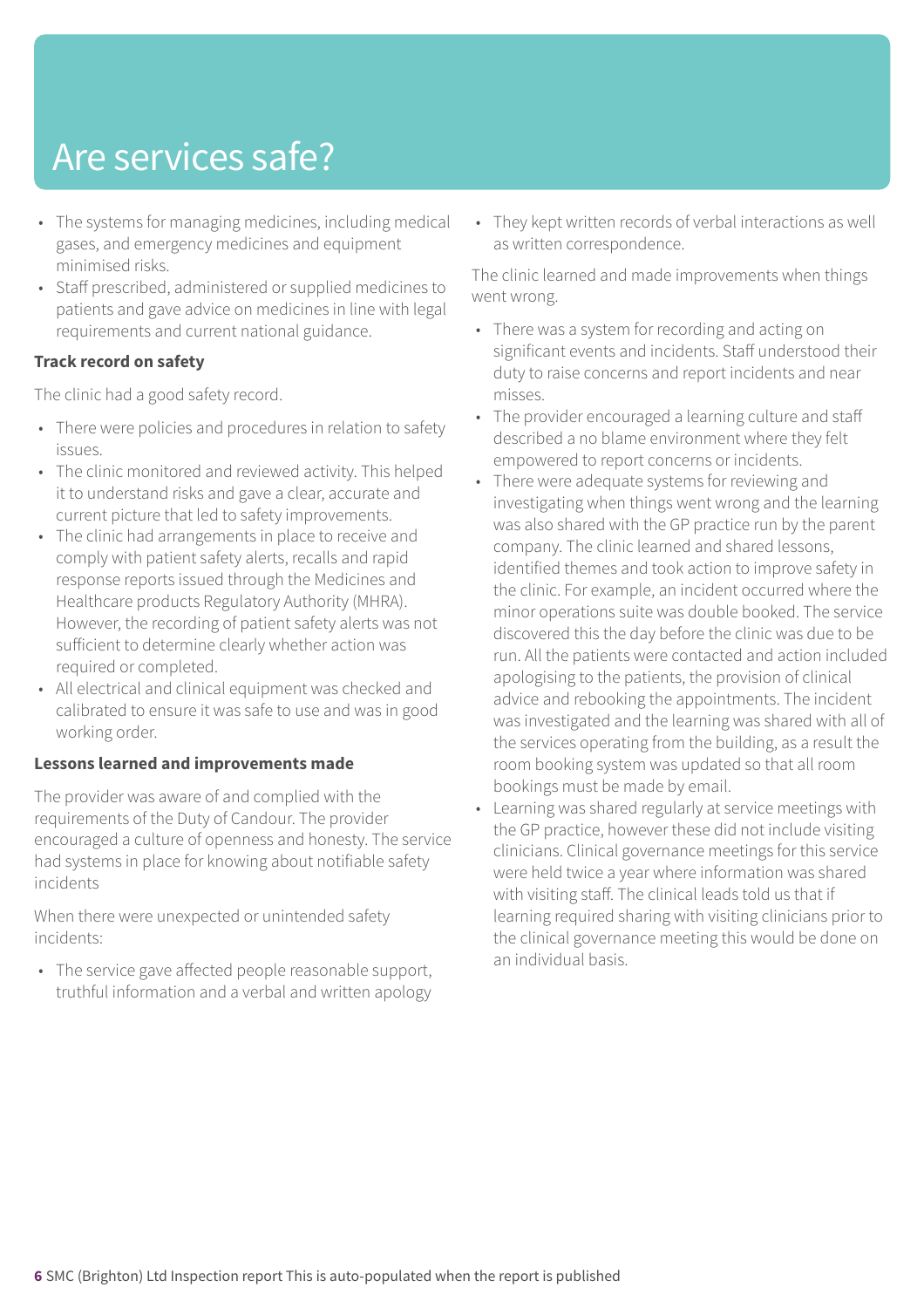# Are services safe?

- The systems for managing medicines, including medical gases, and emergency medicines and equipment minimised risks.
- Staff prescribed, administered or supplied medicines to patients and gave advice on medicines in line with legal requirements and current national guidance.

**Track record on safety**

The clinic had a good safety record.

- There were policies and procedures in relation to safety issues.
- The clinic monitored and reviewed activity. This helped it to understand risks and gave a clear, accurate and current picture that led to safety improvements.
- The clinic had arrangements in place to receive and comply with patient safety alerts, recalls and rapid response reports issued through the Medicines and Healthcare products Regulatory Authority (MHRA). However, the recording of patient safety alerts was not sufficient to determine clearly whether action was required or completed.
- All electrical and clinical equipment was checked and calibrated to ensure it was safe to use and was in good working order.

**Lessons learned and improvements made**

The provider was aware of and complied with the requirements of the Duty of Candour. The provider encouraged a culture of openness and honesty. The service had systems in place for knowing about notifiable safety incidents

When there were unexpected or unintended safety incidents:

- The service gave affected people reasonable support, truthful information and a verbal and written apology
- They kept written records of verbal interactions as well as written correspondence.

The clinic learned and made improvements when things went wrong.

- There was a system for recording and acting on significant events and incidents. Staff understood their duty to raise concerns and report incidents and near misses.
- The provider encouraged a learning culture and staff described a no blame environment where they felt empowered to report concerns or incidents.
- There were adequate systems for reviewing and investigating when things went wrong and the learning was also shared with the GP practice run by the parent company. The clinic learned and shared lessons, identified themes and took action to improve safety in the clinic. For example, an incident occurred where the minor operations suite was double booked. The service discovered this the day before the clinic was due to be run. All the patients were contacted and action included apologising to the patients, the provision of clinical advice and rebooking the appointments. The incident was investigated and the learning was shared with all of the services operating from the building, as a result the room booking system was updated so that all room bookings must be made by email.
- Learning was shared regularly at service meetings with the GP practice, however these did not include visiting clinicians. Clinical governance meetings for this service were held twice a year where information was shared with visiting staff. The clinical leads told us that if learning required sharing with visiting clinicians prior to the clinical governance meeting this would be done on an individual basis.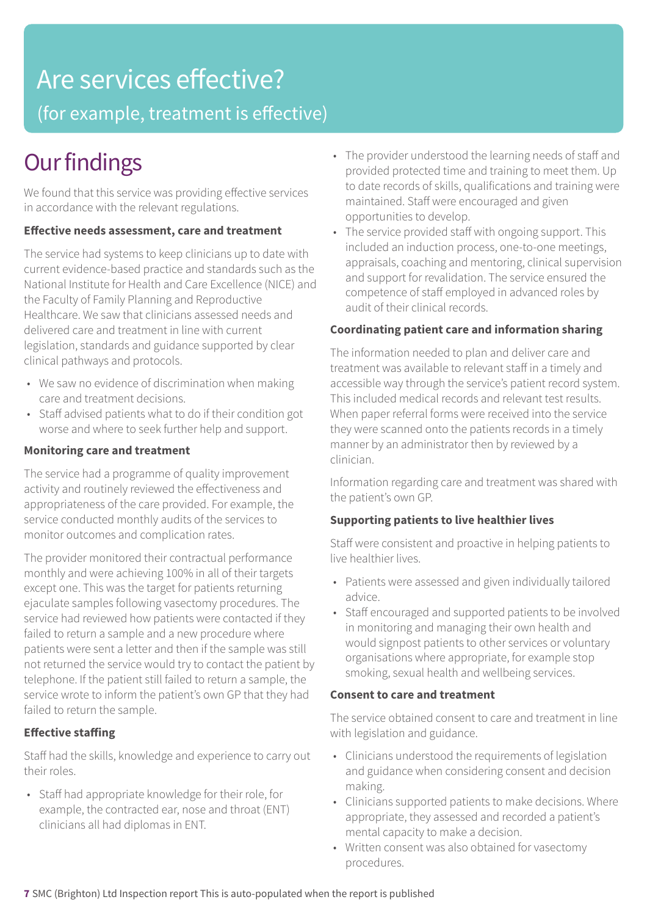# Are services effective?

(for example, treatment is effective)

## Our findings

We found that this service was providing effective services in accordance with the relevant regulations.

**Effective needs assessment, care and treatment**

The service had systems to keep clinicians up to date with current evidence-based practice and standards such as the National Institute for Health and Care Excellence (NICE) and the Faculty of Family Planning and Reproductive Healthcare. We saw that clinicians assessed needs and delivered care and treatment in line with current legislation, standards and guidance supported by clear clinical pathways and protocols.

- We saw no evidence of discrimination when making care and treatment decisions.
- Staff advised patients what to do if their condition got worse and where to seek further help and support.

**Monitoring care and treatment**

The service had a programme of quality improvement activity and routinely reviewed the effectiveness and appropriateness of the care provided. For example, the service conducted monthly audits of the services to monitor outcomes and complication rates.

The provider monitored their contractual performance monthly and were achieving 100% in all of their targets except one. This was the target for patients returning ejaculate samples following vasectomy procedures. The service had reviewed how patients were contacted if they failed to return a sample and a new procedure where patients were sent a letter and then if the sample was still not returned the service would try to contact the patient by telephone. If the patient still failed to return a sample, the service wrote to inform the patient's own GP that they had failed to return the sample.

**Effective staffing**

Staff had the skills, knowledge and experience to carry out their roles.

- Staff had appropriate knowledge for their role, for example, the contracted ear, nose and throat (ENT) clinicians all had diplomas in ENT.
- The provider understood the learning needs of staff and provided protected time and training to meet them. Up to date records of skills, qualifications and training were maintained. Staff were encouraged and given opportunities to develop.
- The service provided staff with ongoing support. This included an induction process, one-to-one meetings, appraisals, coaching and mentoring, clinical supervision and support for revalidation. The service ensured the competence of staff employed in advanced roles by audit of their clinical records.

**Coordinating patient care and information sharing**

The information needed to plan and deliver care and treatment was available to relevant staff in a timely and accessible way through the service's patient record system. This included medical records and relevant test results. When paper referral forms were received into the service they were scanned onto the patients records in a timely manner by an administrator then by reviewed by a clinician.

Information regarding care and treatment was shared with the patient's own GP.

**Supporting patients to live healthier lives**

Staff were consistent and proactive in helping patients to live healthier lives.

- Patients were assessed and given individually tailored advice.
- Staff encouraged and supported patients to be involved in monitoring and managing their own health and would signpost patients to other services or voluntary organisations where appropriate, for example stop smoking, sexual health and wellbeing services.

**Consent to care and treatment**

The service obtained consent to care and treatment in line with legislation and guidance.

- Clinicians understood the requirements of legislation and guidance when considering consent and decision making.
- Clinicians supported patients to make decisions. Where appropriate, they assessed and recorded a patient's mental capacity to make a decision.
- Written consent was also obtained for vasectomy procedures.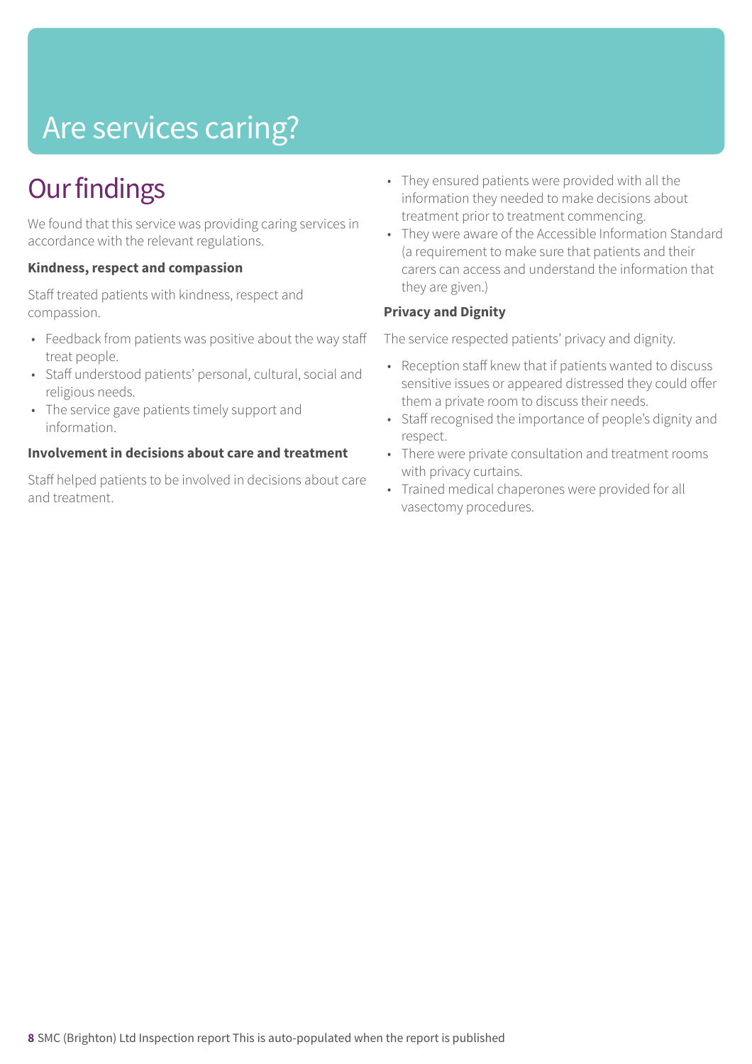# Are services caring?

## Our findings

We found that this service was providing caring services in accordance with the relevant regulations.

**Kindness, respect and compassion**

Staff treated patients with kindness, respect and compassion.

- Feedback from patients was positive about the way staff treat people.
- Staff understood patients' personal, cultural, social and religious needs.
- The service gave patients timely support and information.

**Involvement in decisions about care and treatment**

Staff helped patients to be involved in decisions about care and treatment.

- They ensured patients were provided with all the information they needed to make decisions about treatment prior to treatment commencing.
- They were aware of the Accessible Information Standard (a requirement to make sure that patients and their carers can access and understand the information that they are given.)

**Privacy and Dignity**

The service respected patients' privacy and dignity.

- Reception staff knew that if patients wanted to discuss sensitive issues or appeared distressed they could offer them a private room to discuss their needs.
- Staff recognised the importance of people's dignity and respect.
- There were private consultation and treatment rooms with privacy curtains.
- Trained medical chaperones were provided for all vasectomy procedures.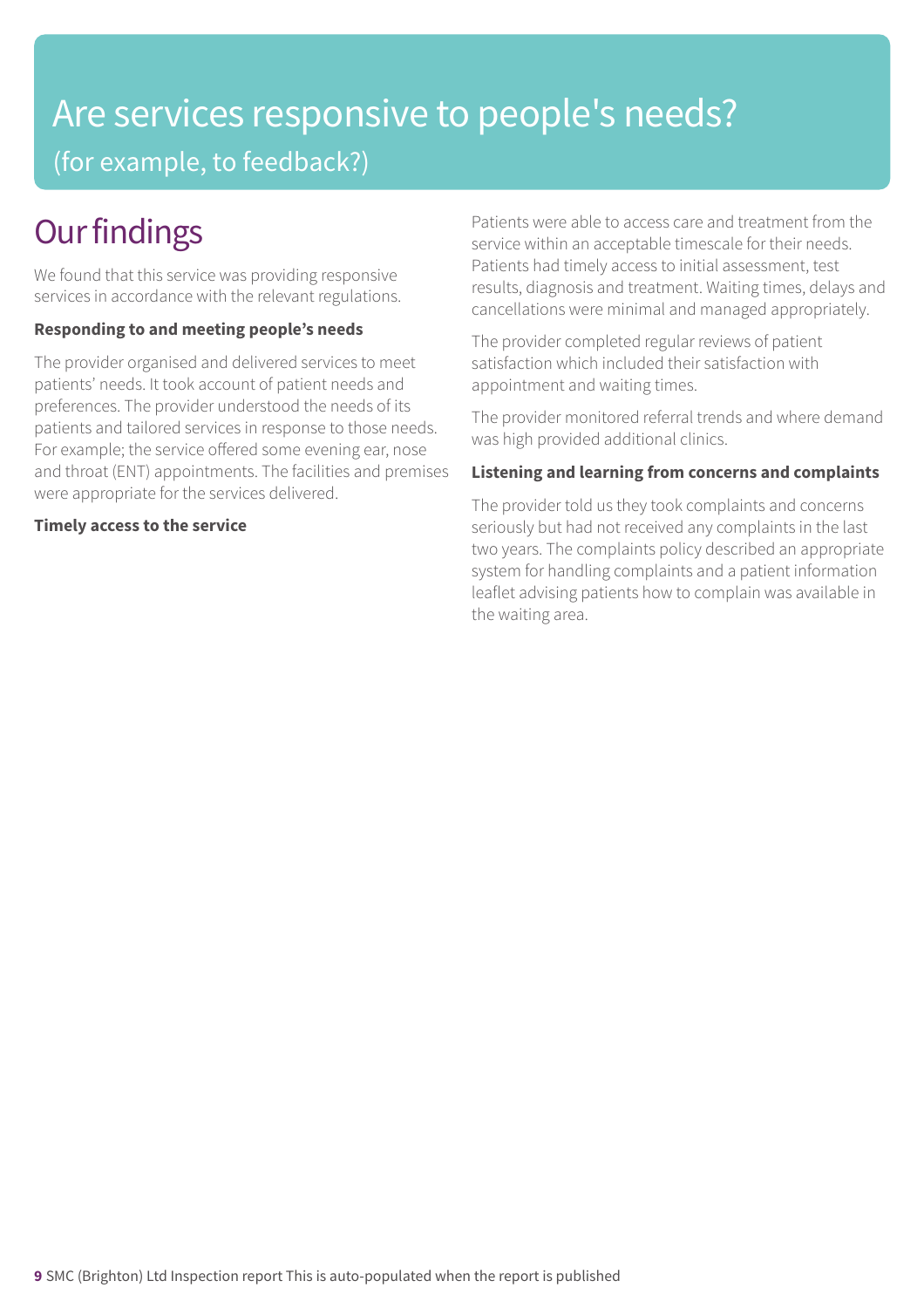# Are services responsive to people's needs?

(for example, to feedback?)

## Our findings

We found that this service was providing responsive services in accordance with the relevant regulations.

**Responding to and meeting people's needs**

The provider organised and delivered services to meet patients' needs. It took account of patient needs and preferences. The provider understood the needs of its patients and tailored services in response to those needs. For example; the service offered some evening ear, nose and throat (ENT) appointments. The facilities and premises were appropriate for the services delivered.

**Timely access to the service**

Patients were able to access care and treatment from the service within an acceptable timescale for their needs. Patients had timely access to initial assessment, test results, diagnosis and treatment. Waiting times, delays and cancellations were minimal and managed appropriately.

The provider completed regular reviews of patient satisfaction which included their satisfaction with appointment and waiting times.

The provider monitored referral trends and where demand was high provided additional clinics.

**Listening and learning from concerns and complaints**

The provider told us they took complaints and concerns seriously but had not received any complaints in the last two years. The complaints policy described an appropriate system for handling complaints and a patient information leaflet advising patients how to complain was available in the waiting area.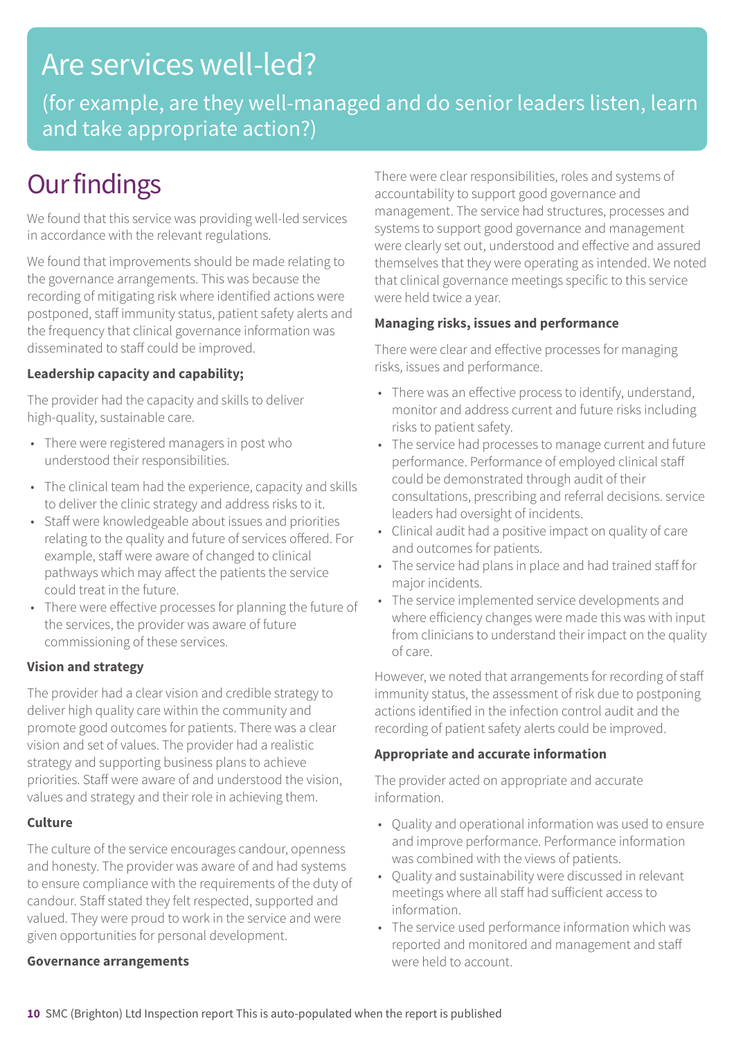# Are services well-led?

(for example, are they well-managed and do senior leaders listen, learn and take appropriate action?)

## Our findings

We found that this service was providing well-led services in accordance with the relevant regulations.

We found that improvements should be made relating to the governance arrangements. This was because the recording of mitigating risk where identified actions were postponed, staff immunity status, patient safety alerts and the frequency that clinical governance information was disseminated to staff could be improved.

**Leadership capacity and capability;**

The provider had the capacity and skills to deliver high-quality, sustainable care.

- There were registered managers in post who understood their responsibilities.
- The clinical team had the experience, capacity and skills to deliver the clinic strategy and address risks to it.
- Staff were knowledgeable about issues and priorities relating to the quality and future of services offered. For example, staff were aware of changed to clinical pathways which may affect the patients the service could treat in the future.
- There were effective processes for planning the future of the services, the provider was aware of future commissioning of these services.

**Vision and strategy**

The provider had a clear vision and credible strategy to deliver high quality care within the community and promote good outcomes for patients. There was a clear vision and set of values. The provider had a realistic strategy and supporting business plans to achieve priorities. Staff were aware of and understood the vision, values and strategy and their role in achieving them.

**Culture**

The culture of the service encourages candour, openness and honesty. The provider was aware of and had systems to ensure compliance with the requirements of the duty of candour. Staff stated they felt respected, supported and valued. They were proud to work in the service and were given opportunities for personal development.

**Governance arrangements**

There were clear responsibilities, roles and systems of accountability to support good governance and management. The service had structures, processes and systems to support good governance and management were clearly set out, understood and effective and assured themselves that they were operating as intended. We noted that clinical governance meetings specific to this service were held twice a year.

**Managing risks, issues and performance**

There were clear and effective processes for managing risks, issues and performance.

- There was an effective process to identify, understand, monitor and address current and future risks including risks to patient safety.
- The service had processes to manage current and future performance. Performance of employed clinical staff could be demonstrated through audit of their consultations, prescribing and referral decisions. service leaders had oversight of incidents.
- Clinical audit had a positive impact on quality of care and outcomes for patients.
- The service had plans in place and had trained staff for major incidents.
- The service implemented service developments and where efficiency changes were made this was with input from clinicians to understand their impact on the quality of care.

However, we noted that arrangements for recording of staff immunity status, the assessment of risk due to postponing actions identified in the infection control audit and the recording of patient safety alerts could be improved.

**Appropriate and accurate information**

The provider acted on appropriate and accurate information.

- Quality and operational information was used to ensure and improve performance. Performance information was combined with the views of patients.
- Quality and sustainability were discussed in relevant meetings where all staff had sufficient access to information.
- The service used performance information which was reported and monitored and management and staff were held to account.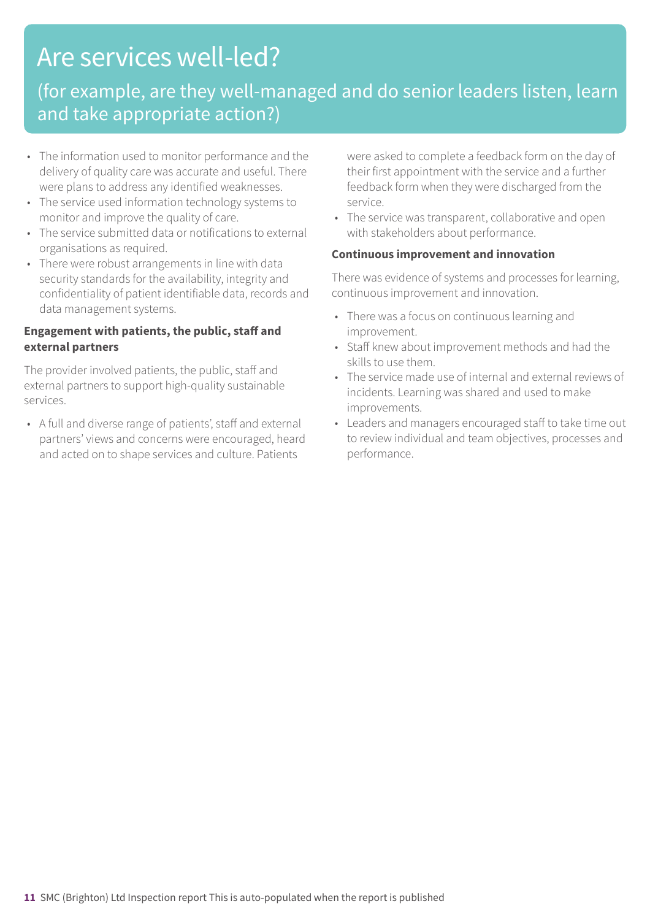# Are services well-led?

## (for example, are they well-managed and do senior leaders listen, learn and take appropriate action?)

- The information used to monitor performance and the delivery of quality care was accurate and useful. There were plans to address any identified weaknesses.
- The service used information technology systems to monitor and improve the quality of care.
- The service submitted data or notifications to external organisations as required.
- There were robust arrangements in line with data security standards for the availability, integrity and confidentiality of patient identifiable data, records and data management systems.

**Engagement with patients, the public, staff and external partners**

The provider involved patients, the public, staff and external partners to support high-quality sustainable services.

- A full and diverse range of patients', staff and external partners' views and concerns were encouraged, heard and acted on to shape services and culture. Patients were asked to complete a feedback form on the day of their first appointment with the service and a further feedback form when they were discharged from the service.
- The service was transparent, collaborative and open with stakeholders about performance.

**Continuous improvement and innovation**

There was evidence of systems and processes for learning, continuous improvement and innovation.

- There was a focus on continuous learning and improvement.
- Staff knew about improvement methods and had the skills to use them.
- The service made use of internal and external reviews of incidents. Learning was shared and used to make improvements.
- Leaders and managers encouraged staff to take time out to review individual and team objectives, processes and performance.